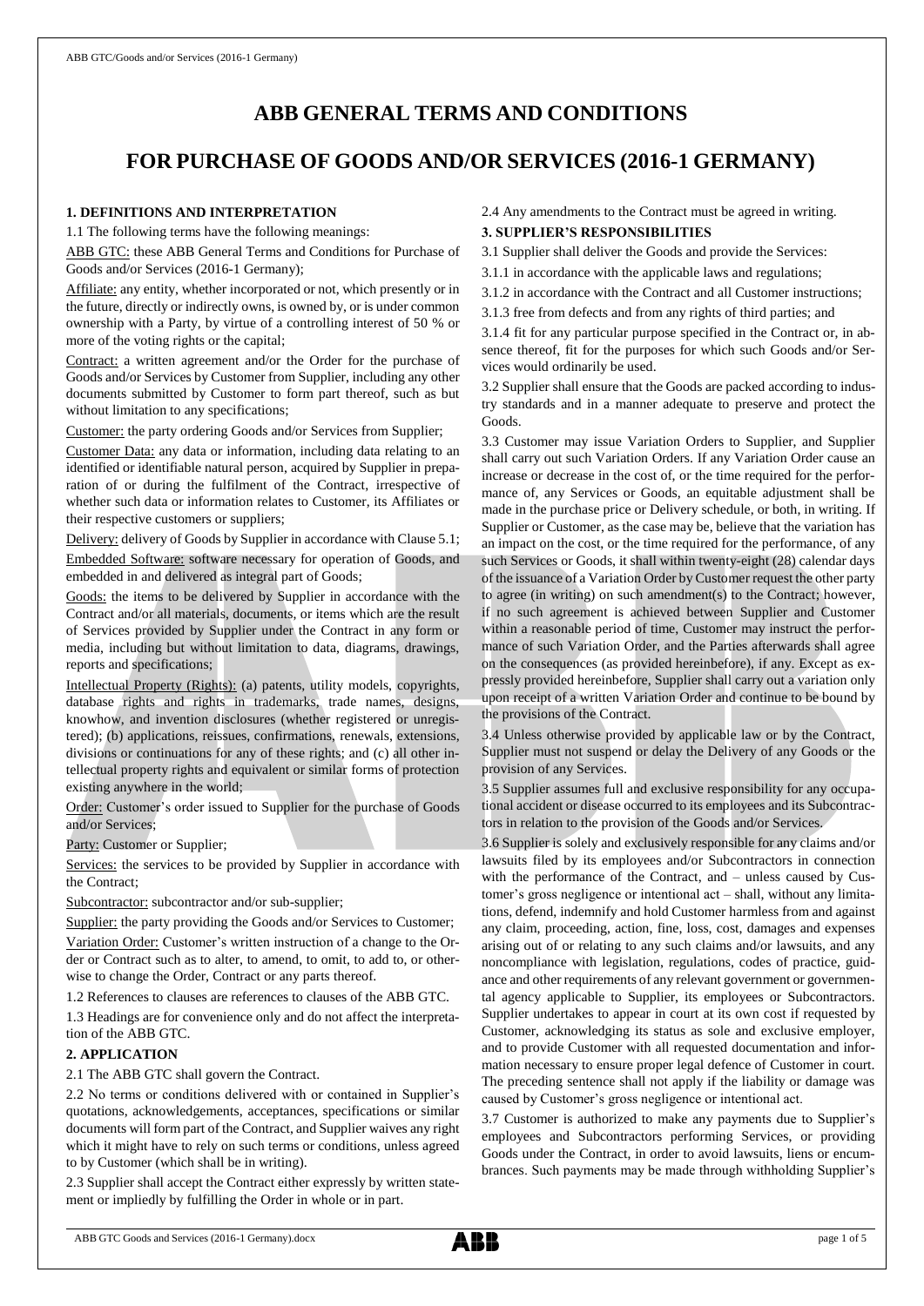# ABB GENERAL TERMS AND CONDITIONS

# FOR PURCHASE OF GOODS AND/OR SERVICES (2016-1 GERMANY)

### 1. DEFINITIONS AND INTERPRETATION

1.1 The following terms have the following meanings:

ABB GTC: these ABB General Terms and Conditions for Purchase of Goods and/or Services (2016-1 Germany);

Affiliate: any entity, whether incorporated or not, which presently or in the future, directly or indirectly owns, is owned by, or is under common ownership with a Party, by virtue of a controlling interest of 50 % or more of the voting rights or the capital;

Contract: a written agreement and/or the Order for the purchase of Goods and/or Services by Customer from Supplier, including any other documents submitted by Customer to form part thereof, such as but without limitation to any specifications;

Customer: the party ordering Goods and/or Services from Supplier;

Customer Data: any data or information, including data relating to an identified or identifiable natural person, acquired by Supplier in preparation of or during the fulfilment of the Contract, irrespective of whether such data or information relates to Customer, its Affiliates or their respective customers or suppliers;

Delivery: delivery of Goods by Supplier in accordance with Clause 5.1;

Embedded Software: software necessary for operation of Goods, and embedded in and delivered as integral part of Goods;

Goods: the items to be delivered by Supplier in accordance with the Contract and/or all materials, documents, or items which are the result of Services provided by Supplier under the Contract in any form or media, including but without limitation to data, diagrams, drawings, reports and specifications;

Intellectual Property (Rights): (a) patents, utility models, copyrights, database rights and rights in trademarks, trade names, designs, knowhow, and invention disclosures (whether registered or unregistered); (b) applications, reissues, confirmations, renewals, extensions, divisions or continuations for any of these rights; and (c) all other intellectual property rights and equivalent or similar forms of protection existing anywhere in the world;

Order: Customer's order issued to Supplier for the purchase of Goods and/or Services;

Party: Customer or Supplier;

Services: the services to be provided by Supplier in accordance with the Contract;

Subcontractor: subcontractor and/or sub-supplier;

Supplier: the party providing the Goods and/or Services to Customer;

Variation Order: Customer's written instruction of a change to the Order or Contract such as to alter, to amend, to omit, to add to, or otherwise to change the Order, Contract or any parts thereof.

1.2 References to clauses are references to clauses of the ABB GTC.

1.3 Headings are for convenience only and do not affect the interpretation of the ABB GTC.

### 2. APPLICATION

2.1 The ABB GTC shall govern the Contract.

2.2 No terms or conditions delivered with or contained in Supplier's quotations, acknowledgements, acceptances, specifications or similar documents will form part of the Contract, and Supplier waives any right which it might have to rely on such terms or conditions, unless agreed to by Customer (which shall be in writing).

2.3 Supplier shall accept the Contract either expressly by written statement or impliedly by fulfilling the Order in whole or in part.

2.4 Any amendments to the Contract must be agreed in writing.

### 3. SUPPLIER'S RESPONSIBILITIES

3.1 Supplier shall deliver the Goods and provide the Services:

3.1.1 in accordance with the applicable laws and regulations;

3.1.2 in accordance with the Contract and all Customer instructions;

3.1.3 free from defects and from any rights of third parties; and

3.1.4 fit for any particular purpose specified in the Contract or, in absence thereof, fit for the purposes for which such Goods and/or Services would ordinarily be used.

3.2 Supplier shall ensure that the Goods are packed according to industry standards and in a manner adequate to preserve and protect the Goods.

3.3 Customer may issue Variation Orders to Supplier, and Supplier shall carry out such Variation Orders. If any Variation Order cause an increase or decrease in the cost of, or the time required for the performance of, any Services or Goods, an equitable adjustment shall be made in the purchase price or Delivery schedule, or both, in writing. If Supplier or Customer, as the case may be, believe that the variation has an impact on the cost, or the time required for the performance, of any such Services or Goods, it shall within twenty-eight (28) calendar days of the issuance of a Variation Order by Customer request the other party to agree (in writing) on such amendment(s) to the Contract; however, if no such agreement is achieved between Supplier and Customer within a reasonable period of time, Customer may instruct the performance of such Variation Order, and the Parties afterwards shall agree on the consequences (as provided hereinbefore), if any. Except as expressly provided hereinbefore, Supplier shall carry out a variation only upon receipt of a written Variation Order and continue to be bound by the provisions of the Contract.

3.4 Unless otherwise provided by applicable law or by the Contract, Supplier must not suspend or delay the Delivery of any Goods or the provision of any Services.

3.5 Supplier assumes full and exclusive responsibility for any occupational accident or disease occurred to its employees and its Subcontractors in relation to the provision of the Goods and/or Services.

3.6 Supplier is solely and exclusively responsible for any claims and/or lawsuits filed by its employees and/or Subcontractors in connection with the performance of the Contract, and – unless caused by Customer's gross negligence or intentional act – shall, without any limitations, defend, indemnify and hold Customer harmless from and against any claim, proceeding, action, fine, loss, cost, damages and expenses arising out of or relating to any such claims and/or lawsuits, and any noncompliance with legislation, regulations, codes of practice, guidance and other requirements of any relevant government or governmental agency applicable to Supplier, its employees or Subcontractors. Supplier undertakes to appear in court at its own cost if requested by Customer, acknowledging its status as sole and exclusive employer, and to provide Customer with all requested documentation and information necessary to ensure proper legal defence of Customer in court. The preceding sentence shall not apply if the liability or damage was caused by Customer's gross negligence or intentional act.

3.7 Customer is authorized to make any payments due to Supplier's employees and Subcontractors performing Services, or providing Goods under the Contract, in order to avoid lawsuits, liens or encumbrances. Such payments may be made through withholding Supplier's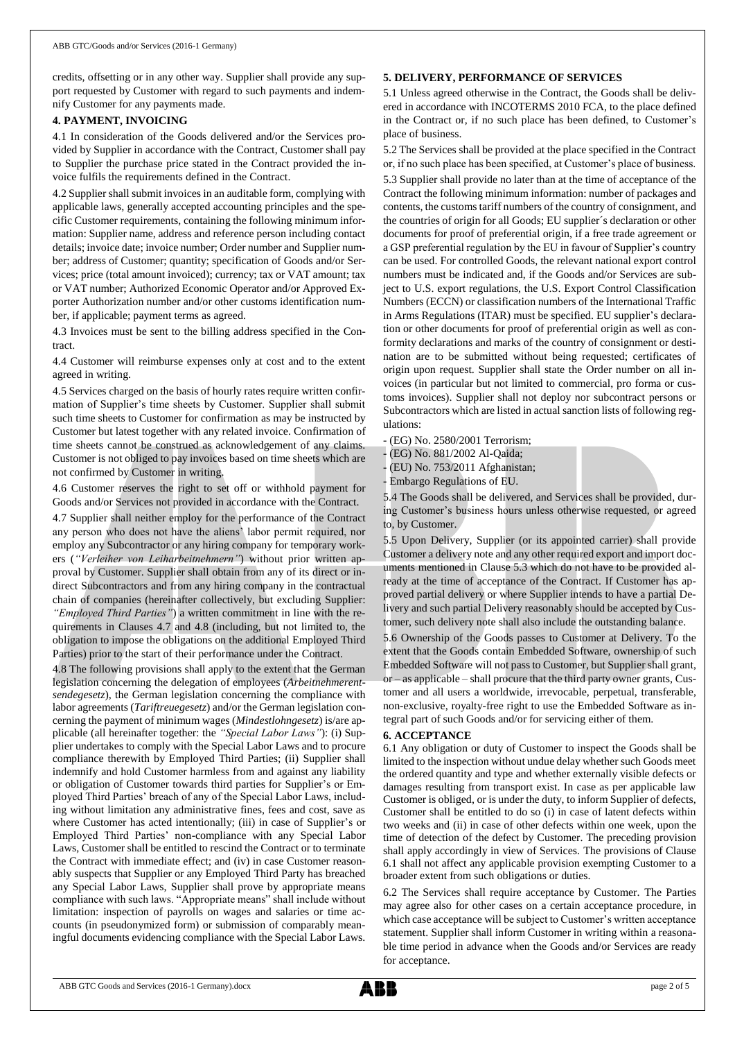credits, offsetting or in any other way. Supplier shall provide any support requested by Customer with regard to such payments and indemnify Customer for any payments made.

**4. PAYMENT, INVOICING**

4.1 In consideration of the Goods delivered and/or the Services provided by Supplier in accordance with the Contract, Customer shall pay to Supplier the purchase price stated in the Contract provided the invoice fulfils the requirements defined in the Contract.

4.2 Supplier shall submit invoices in an auditable form, complying with applicable laws, generally accepted accounting principles and the specific Customer requirements, containing the following minimum information: Supplier name, address and reference person including contact details; invoice date; invoice number; Order number and Supplier number; address of Customer; quantity; specification of Goods and/or Services; price (total amount invoiced); currency; tax or VAT amount; tax or VAT number; Authorized Economic Operator and/or Approved Exporter Authorization number and/or other customs identification number, if applicable; payment terms as agreed.

4.3 Invoices must be sent to the billing address specified in the Contract.

4.4 Customer will reimburse expenses only at cost and to the extent agreed in writing.

4.5 Services charged on the basis of hourly rates require written confirmation of Supplier's time sheets by Customer. Supplier shall submit such time sheets to Customer for confirmation as may be instructed by Customer but latest together with any related invoice. Confirmation of time sheets cannot be construed as acknowledgement of any claims. Customer is not obliged to pay invoices based on time sheets which are not confirmed by Customer in writing.

4.6 Customer reserves the right to set off or withhold payment for Goods and/or Services not provided in accordance with the Contract.

4.7 Supplier shall neither employ for the performance of the Contract any person who does not have the aliens' labor permit required, nor employ any Subcontractor or any hiring company for temporary workers (*"Verleiher von Leiharbeitnehmern"*) without prior written approval by Customer. Supplier shall obtain from any of its direct or indirect Subcontractors and from any hiring company in the contractual chain of companies (hereinafter collectively, but excluding Supplier: *"Employed Third Parties"*) a written commitment in line with the requirements in Clauses 4.7 and 4.8 (including, but not limited to, the obligation to impose the obligations on the additional Employed Third Parties) prior to the start of their performance under the Contract.

4.8 The following provisions shall apply to the extent that the German legislation concerning the delegation of employees (*Arbeitnehmerentsendegesetz*), the German legislation concerning the compliance with labor agreements (*Tariftreuegesetz*) and/or the German legislation concerning the payment of minimum wages (*Mindestlohngesetz*) is/are applicable (all hereinafter together: the *"Special Labor Laws"*): (i) Supplier undertakes to comply with the Special Labor Laws and to procure compliance therewith by Employed Third Parties; (ii) Supplier shall indemnify and hold Customer harmless from and against any liability or obligation of Customer towards third parties for Supplier's or Employed Third Parties' breach of any of the Special Labor Laws, including without limitation any administrative fines, fees and cost, save as where Customer has acted intentionally; (iii) in case of Supplier's or Employed Third Parties' non-compliance with any Special Labor Laws, Customer shall be entitled to rescind the Contract or to terminate the Contract with immediate effect; and (iv) in case Customer reasonably suspects that Supplier or any Employed Third Party has breached any Special Labor Laws, Supplier shall prove by appropriate means compliance with such laws. "Appropriate means" shall include without limitation: inspection of payrolls on wages and salaries or time accounts (in pseudonymized form) or submission of comparably meaningful documents evidencing compliance with the Special Labor Laws.

**5. DELIVERY, PERFORMANCE OF SERVICES**

5.1 Unless agreed otherwise in the Contract, the Goods shall be delivered in accordance with INCOTERMS 2010 FCA, to the place defined in the Contract or, if no such place has been defined, to Customer's place of business.

5.2 The Services shall be provided at the place specified in the Contract or, if no such place has been specified, at Customer's place of business.

5.3 Supplier shall provide no later than at the time of acceptance of the Contract the following minimum information: number of packages and contents, the customs tariff numbers of the country of consignment, and the countries of origin for all Goods; EU supplier´s declaration or other documents for proof of preferential origin, if a free trade agreement or a GSP preferential regulation by the EU in favour of Supplier's country can be used. For controlled Goods, the relevant national export control numbers must be indicated and, if the Goods and/or Services are subject to U.S. export regulations, the U.S. Export Control Classification Numbers (ECCN) or classification numbers of the International Traffic in Arms Regulations (ITAR) must be specified. EU supplier's declaration or other documents for proof of preferential origin as well as conformity declarations and marks of the country of consignment or destination are to be submitted without being requested; certificates of origin upon request. Supplier shall state the Order number on all invoices (in particular but not limited to commercial, pro forma or customs invoices). Supplier shall not deploy nor subcontract persons or Subcontractors which are listed in actual sanction lists of following regulations:

- (EG) No. 2580/2001 Terrorism;
- (EG) No. 881/2002 Al-Qaida;
- (EU) No. 753/2011 Afghanistan;
- Embargo Regulations of EU.

5.4 The Goods shall be delivered, and Services shall be provided, during Customer's business hours unless otherwise requested, or agreed to, by Customer.

5.5 Upon Delivery, Supplier (or its appointed carrier) shall provide Customer a delivery note and any other required export and import documents mentioned in Clause 5.3 which do not have to be provided already at the time of acceptance of the Contract. If Customer has approved partial delivery or where Supplier intends to have a partial Delivery and such partial Delivery reasonably should be accepted by Customer, such delivery note shall also include the outstanding balance.

5.6 Ownership of the Goods passes to Customer at Delivery. To the extent that the Goods contain Embedded Software, ownership of such Embedded Software will not pass to Customer, but Supplier shall grant, or – as applicable – shall procure that the third party owner grants, Customer and all users a worldwide, irrevocable, perpetual, transferable, non-exclusive, royalty-free right to use the Embedded Software as integral part of such Goods and/or for servicing either of them.

**6. ACCEPTANCE**

6.1 Any obligation or duty of Customer to inspect the Goods shall be limited to the inspection without undue delay whether such Goods meet the ordered quantity and type and whether externally visible defects or damages resulting from transport exist. In case as per applicable law Customer is obliged, or is under the duty, to inform Supplier of defects, Customer shall be entitled to do so (i) in case of latent defects within two weeks and (ii) in case of other defects within one week, upon the time of detection of the defect by Customer. The preceding provision shall apply accordingly in view of Services. The provisions of Clause 6.1 shall not affect any applicable provision exempting Customer to a broader extent from such obligations or duties.

6.2 The Services shall require acceptance by Customer. The Parties may agree also for other cases on a certain acceptance procedure, in which case acceptance will be subject to Customer's written acceptance statement. Supplier shall inform Customer in writing within a reasonable time period in advance when the Goods and/or Services are ready for acceptance.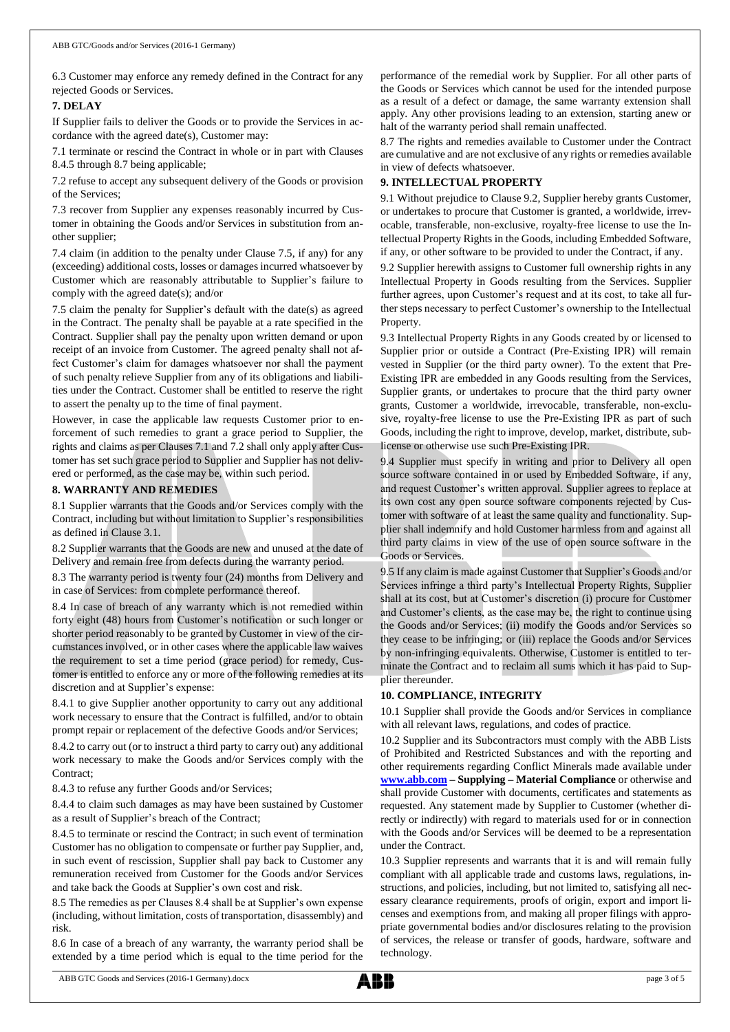6.3 Customer may enforce any remedy defined in the Contract for any rejected Goods or Services.

**7. DELAY**

If Supplier fails to deliver the Goods or to provide the Services in accordance with the agreed date(s), Customer may:

7.1 terminate or rescind the Contract in whole or in part with Clauses 8.4.5 through 8.7 being applicable;

7.2 refuse to accept any subsequent delivery of the Goods or provision of the Services;

7.3 recover from Supplier any expenses reasonably incurred by Customer in obtaining the Goods and/or Services in substitution from another supplier;

7.4 claim (in addition to the penalty under Clause 7.5, if any) for any (exceeding) additional costs, losses or damages incurred whatsoever by Customer which are reasonably attributable to Supplier's failure to comply with the agreed date(s); and/or

7.5 claim the penalty for Supplier's default with the date(s) as agreed in the Contract. The penalty shall be payable at a rate specified in the Contract. Supplier shall pay the penalty upon written demand or upon receipt of an invoice from Customer. The agreed penalty shall not affect Customer's claim for damages whatsoever nor shall the payment of such penalty relieve Supplier from any of its obligations and liabilities under the Contract. Customer shall be entitled to reserve the right to assert the penalty up to the time of final payment.

However, in case the applicable law requests Customer prior to enforcement of such remedies to grant a grace period to Supplier, the rights and claims as per Clauses 7.1 and 7.2 shall only apply after Customer has set such grace period to Supplier and Supplier has not delivered or performed, as the case may be, within such period.

**8. WARRANTY AND REMEDIES**

8.1 Supplier warrants that the Goods and/or Services comply with the Contract, including but without limitation to Supplier's responsibilities as defined in Clause 3.1.

8.2 Supplier warrants that the Goods are new and unused at the date of Delivery and remain free from defects during the warranty period.

8.3 The warranty period is twenty four (24) months from Delivery and in case of Services: from complete performance thereof.

8.4 In case of breach of any warranty which is not remedied within forty eight (48) hours from Customer's notification or such longer or shorter period reasonably to be granted by Customer in view of the circumstances involved, or in other cases where the applicable law waives the requirement to set a time period (grace period) for remedy, Customer is entitled to enforce any or more of the following remedies at its discretion and at Supplier's expense:

8.4.1 to give Supplier another opportunity to carry out any additional work necessary to ensure that the Contract is fulfilled, and/or to obtain prompt repair or replacement of the defective Goods and/or Services;

8.4.2 to carry out (or to instruct a third party to carry out) any additional work necessary to make the Goods and/or Services comply with the Contract;

8.4.3 to refuse any further Goods and/or Services;

8.4.4 to claim such damages as may have been sustained by Customer as a result of Supplier's breach of the Contract;

8.4.5 to terminate or rescind the Contract; in such event of termination Customer has no obligation to compensate or further pay Supplier, and, in such event of rescission, Supplier shall pay back to Customer any remuneration received from Customer for the Goods and/or Services and take back the Goods at Supplier's own cost and risk.

8.5 The remedies as per Clauses 8.4 shall be at Supplier's own expense (including, without limitation, costs of transportation, disassembly) and risk.

8.6 In case of a breach of any warranty, the warranty period shall be extended by a time period which is equal to the time period for the performance of the remedial work by Supplier. For all other parts of the Goods or Services which cannot be used for the intended purpose as a result of a defect or damage, the same warranty extension shall apply. Any other provisions leading to an extension, starting anew or halt of the warranty period shall remain unaffected.

8.7 The rights and remedies available to Customer under the Contract are cumulative and are not exclusive of any rights or remedies available in view of defects whatsoever.

**9. INTELLECTUAL PROPERTY**

9.1 Without prejudice to Clause 9.2, Supplier hereby grants Customer, or undertakes to procure that Customer is granted, a worldwide, irrevocable, transferable, non-exclusive, royalty-free license to use the Intellectual Property Rights in the Goods, including Embedded Software, if any, or other software to be provided to under the Contract, if any.

9.2 Supplier herewith assigns to Customer full ownership rights in any Intellectual Property in Goods resulting from the Services. Supplier further agrees, upon Customer's request and at its cost, to take all further steps necessary to perfect Customer's ownership to the Intellectual Property.

9.3 Intellectual Property Rights in any Goods created by or licensed to Supplier prior or outside a Contract (Pre-Existing IPR) will remain vested in Supplier (or the third party owner). To the extent that Pre-Existing IPR are embedded in any Goods resulting from the Services, Supplier grants, or undertakes to procure that the third party owner grants, Customer a worldwide, irrevocable, transferable, non-exclusive, royalty-free license to use the Pre-Existing IPR as part of such Goods, including the right to improve, develop, market, distribute, sublicense or otherwise use such Pre-Existing IPR.

9.4 Supplier must specify in writing and prior to Delivery all open source software contained in or used by Embedded Software, if any, and request Customer's written approval. Supplier agrees to replace at its own cost any open source software components rejected by Customer with software of at least the same quality and functionality. Supplier shall indemnify and hold Customer harmless from and against all third party claims in view of the use of open source software in the Goods or Services.

9.5 If any claim is made against Customer that Supplier's Goods and/or Services infringe a third party's Intellectual Property Rights, Supplier shall at its cost, but at Customer's discretion (i) procure for Customer and Customer's clients, as the case may be, the right to continue using the Goods and/or Services; (ii) modify the Goods and/or Services so they cease to be infringing; or (iii) replace the Goods and/or Services by non-infringing equivalents. Otherwise, Customer is entitled to terminate the Contract and to reclaim all sums which it has paid to Supplier thereunder.

**10. COMPLIANCE, INTEGRITY**

10.1 Supplier shall provide the Goods and/or Services in compliance with all relevant laws, regulations, and codes of practice.

10.2 Supplier and its Subcontractors must comply with the ABB Lists of Prohibited and Restricted Substances and with the reporting and other requirements regarding Conflict Minerals made available under **www.abb.com – Supplying – Material Compliance** or otherwise and shall provide Customer with documents, certificates and statements as requested. Any statement made by Supplier to Customer (whether directly or indirectly) with regard to materials used for or in connection with the Goods and/or Services will be deemed to be a representation under the Contract.

10.3 Supplier represents and warrants that it is and will remain fully compliant with all applicable trade and customs laws, regulations, instructions, and policies, including, but not limited to, satisfying all necessary clearance requirements, proofs of origin, export and import licenses and exemptions from, and making all proper filings with appropriate governmental bodies and/or disclosures relating to the provision of services, the release or transfer of goods, hardware, software and technology.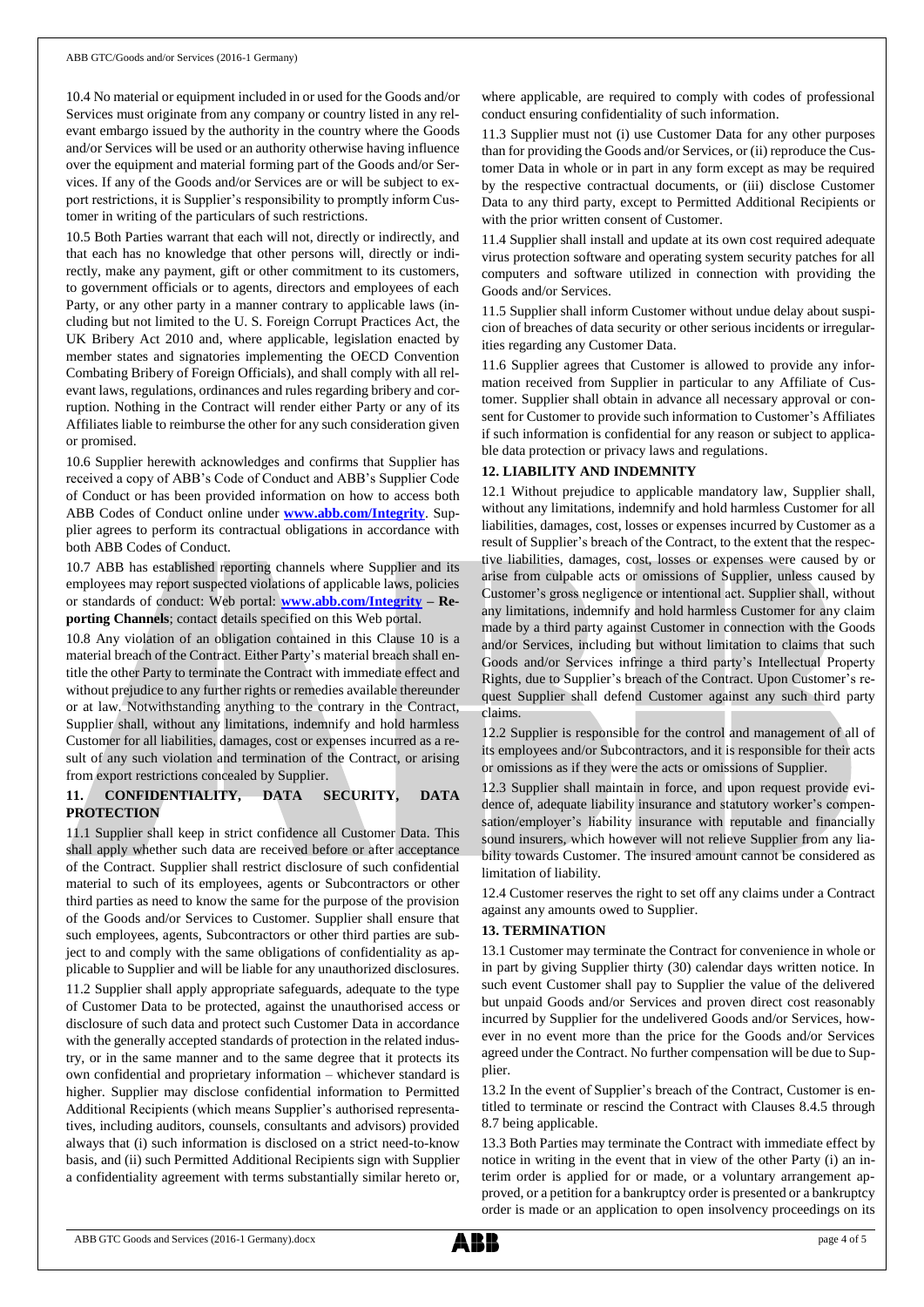10.4 No material or equipment included in or used for the Goods and/or Services must originate from any company or country listed in any relevant embargo issued by the authority in the country where the Goods and/or Services will be used or an authority otherwise having influence over the equipment and material forming part of the Goods and/or Services. If any of the Goods and/or Services are or will be subject to export restrictions, it is Supplier's responsibility to promptly inform Customer in writing of the particulars of such restrictions.

10.5 Both Parties warrant that each will not, directly or indirectly, and that each has no knowledge that other persons will, directly or indirectly, make any payment, gift or other commitment to its customers, to government officials or to agents, directors and employees of each Party, or any other party in a manner contrary to applicable laws (including but not limited to the U. S. Foreign Corrupt Practices Act, the UK Bribery Act 2010 and, where applicable, legislation enacted by member states and signatories implementing the OECD Convention Combating Bribery of Foreign Officials), and shall comply with all relevant laws, regulations, ordinances and rules regarding bribery and corruption. Nothing in the Contract will render either Party or any of its Affiliates liable to reimburse the other for any such consideration given or promised.

10.6 Supplier herewith acknowledges and confirms that Supplier has received a copy of ABB's Code of Conduct and ABB's Supplier Code of Conduct or has been provided information on how to access both ABB Codes of Conduct online under **www.abb.com/Integrity**. Supplier agrees to perform its contractual obligations in accordance with both ABB Codes of Conduct.

10.7 ABB has established reporting channels where Supplier and its employees may report suspected violations of applicable laws, policies or standards of conduct: Web portal: **www.abb.com/Integrity – Reporting Channels**; contact details specified on this Web portal.

10.8 Any violation of an obligation contained in this Clause 10 is a material breach of the Contract. Either Party's material breach shall entitle the other Party to terminate the Contract with immediate effect and without prejudice to any further rights or remedies available thereunder or at law. Notwithstanding anything to the contrary in the Contract, Supplier shall, without any limitations, indemnify and hold harmless Customer for all liabilities, damages, cost or expenses incurred as a result of any such violation and termination of the Contract, or arising from export restrictions concealed by Supplier.

## 11. CONFIDENTIALITY, DATA SECURITY, DATA PROTECTION

11.1 Supplier shall keep in strict confidence all Customer Data. This shall apply whether such data are received before or after acceptance of the Contract. Supplier shall restrict disclosure of such confidential material to such of its employees, agents or Subcontractors or other third parties as need to know the same for the purpose of the provision of the Goods and/or Services to Customer. Supplier shall ensure that such employees, agents, Subcontractors or other third parties are subject to and comply with the same obligations of confidentiality as applicable to Supplier and will be liable for any unauthorized disclosures.

11.2 Supplier shall apply appropriate safeguards, adequate to the type of Customer Data to be protected, against the unauthorised access or disclosure of such data and protect such Customer Data in accordance with the generally accepted standards of protection in the related industry, or in the same manner and to the same degree that it protects its own confidential and proprietary information – whichever standard is higher. Supplier may disclose confidential information to Permitted Additional Recipients (which means Supplier's authorised representatives, including auditors, counsels, consultants and advisors) provided always that (i) such information is disclosed on a strict need-to-know basis, and (ii) such Permitted Additional Recipients sign with Supplier a confidentiality agreement with terms substantially similar hereto or, where applicable, are required to comply with codes of professional conduct ensuring confidentiality of such information.

11.3 Supplier must not (i) use Customer Data for any other purposes than for providing the Goods and/or Services, or (ii) reproduce the Customer Data in whole or in part in any form except as may be required by the respective contractual documents, or (iii) disclose Customer Data to any third party, except to Permitted Additional Recipients or with the prior written consent of Customer.

11.4 Supplier shall install and update at its own cost required adequate virus protection software and operating system security patches for all computers and software utilized in connection with providing the Goods and/or Services.

11.5 Supplier shall inform Customer without undue delay about suspicion of breaches of data security or other serious incidents or irregularities regarding any Customer Data.

11.6 Supplier agrees that Customer is allowed to provide any information received from Supplier in particular to any Affiliate of Customer. Supplier shall obtain in advance all necessary approval or consent for Customer to provide such information to Customer's Affiliates if such information is confidential for any reason or subject to applicable data protection or privacy laws and regulations.

## 12. LIABILITY AND INDEMNITY

12.1 Without prejudice to applicable mandatory law, Supplier shall, without any limitations, indemnify and hold harmless Customer for all liabilities, damages, cost, losses or expenses incurred by Customer as a result of Supplier's breach of the Contract, to the extent that the respective liabilities, damages, cost, losses or expenses were caused by or arise from culpable acts or omissions of Supplier, unless caused by Customer's gross negligence or intentional act. Supplier shall, without any limitations, indemnify and hold harmless Customer for any claim made by a third party against Customer in connection with the Goods and/or Services, including but without limitation to claims that such Goods and/or Services infringe a third party's Intellectual Property Rights, due to Supplier's breach of the Contract. Upon Customer's request Supplier shall defend Customer against any such third party claims.

12.2 Supplier is responsible for the control and management of all of its employees and/or Subcontractors, and it is responsible for their acts or omissions as if they were the acts or omissions of Supplier.

12.3 Supplier shall maintain in force, and upon request provide evidence of, adequate liability insurance and statutory worker's compensation/employer's liability insurance with reputable and financially sound insurers, which however will not relieve Supplier from any liability towards Customer. The insured amount cannot be considered as limitation of liability.

12.4 Customer reserves the right to set off any claims under a Contract against any amounts owed to Supplier.

## 13. TERMINATION

13.1 Customer may terminate the Contract for convenience in whole or in part by giving Supplier thirty (30) calendar days written notice. In such event Customer shall pay to Supplier the value of the delivered but unpaid Goods and/or Services and proven direct cost reasonably incurred by Supplier for the undelivered Goods and/or Services, however in no event more than the price for the Goods and/or Services agreed under the Contract. No further compensation will be due to Supplier.

13.2 In the event of Supplier's breach of the Contract, Customer is entitled to terminate or rescind the Contract with Clauses 8.4.5 through 8.7 being applicable.

13.3 Both Parties may terminate the Contract with immediate effect by notice in writing in the event that in view of the other Party (i) an interim order is applied for or made, or a voluntary arrangement approved, or a petition for a bankruptcy order is presented or a bankruptcy order is made or an application to open insolvency proceedings on its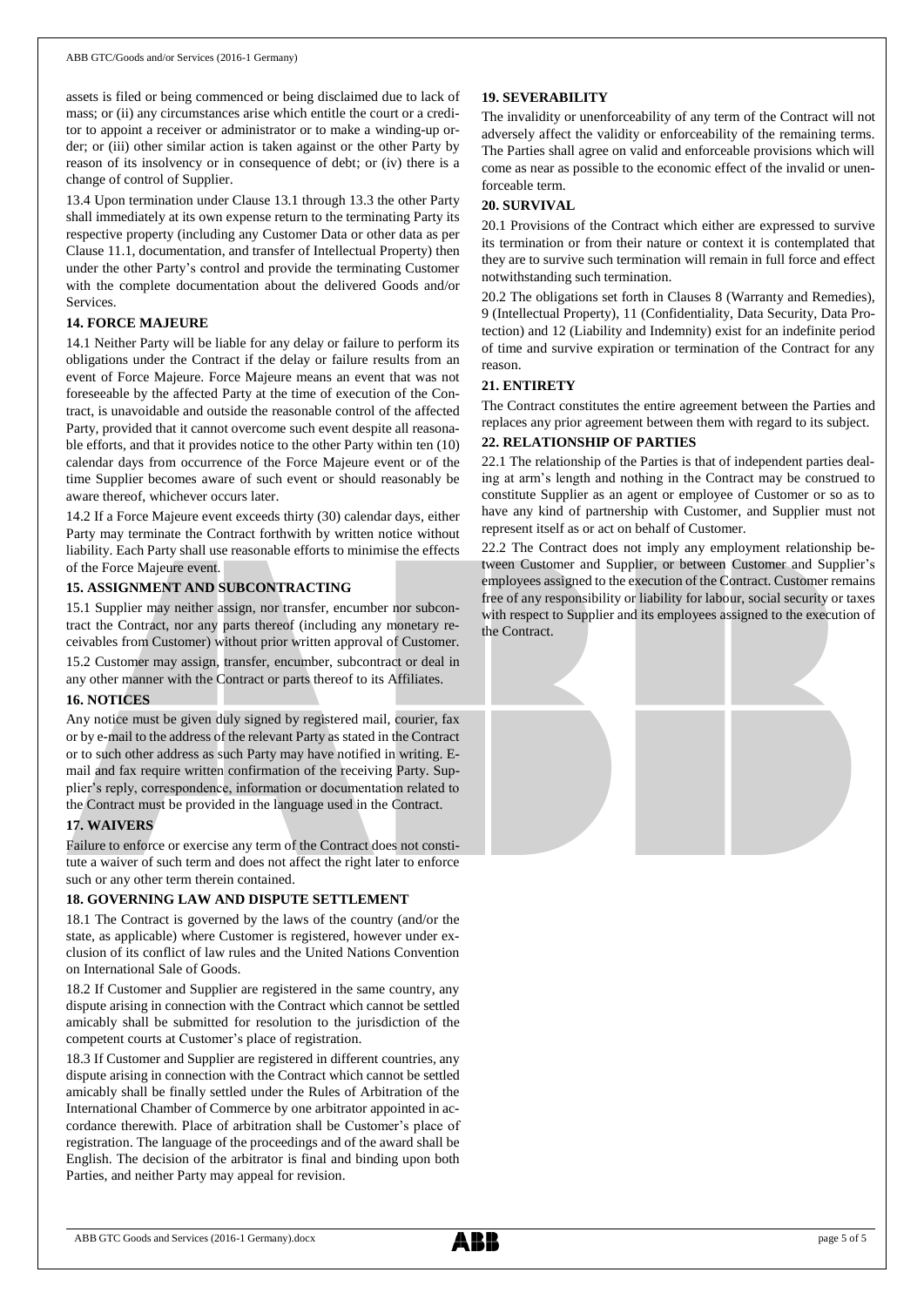assets is filed or being commenced or being disclaimed due to lack of mass; or (ii) any circumstances arise which entitle the court or a creditor to appoint a receiver or administrator or to make a winding-up order; or (iii) other similar action is taken against or the other Party by reason of its insolvency or in consequence of debt; or (iv) there is a change of control of Supplier.

13.4 Upon termination under Clause 13.1 through 13.3 the other Party shall immediately at its own expense return to the terminating Party its respective property (including any Customer Data or other data as per Clause 11.1, documentation, and transfer of Intellectual Property) then under the other Party's control and provide the terminating Customer with the complete documentation about the delivered Goods and/or Services.

## 14. FORCE MAJEURE

14.1 Neither Party will be liable for any delay or failure to perform its obligations under the Contract if the delay or failure results from an event of Force Majeure. Force Majeure means an event that was not foreseeable by the affected Party at the time of execution of the Contract, is unavoidable and outside the reasonable control of the affected Party, provided that it cannot overcome such event despite all reasonable efforts, and that it provides notice to the other Party within ten (10) calendar days from occurrence of the Force Majeure event or of the time Supplier becomes aware of such event or should reasonably be aware thereof, whichever occurs later.

14.2 If a Force Majeure event exceeds thirty (30) calendar days, either Party may terminate the Contract forthwith by written notice without liability. Each Party shall use reasonable efforts to minimise the effects of the Force Majeure event.

## 15. ASSIGNMENT AND SUBCONTRACTING

15.1 Supplier may neither assign, nor transfer, encumber nor subcontract the Contract, nor any parts thereof (including any monetary receivables from Customer) without prior written approval of Customer.

15.2 Customer may assign, transfer, encumber, subcontract or deal in any other manner with the Contract or parts thereof to its Affiliates.

## 16. NOTICES

Any notice must be given duly signed by registered mail, courier, fax or by e-mail to the address of the relevant Party as stated in the Contract or to such other address as such Party may have notified in writing. E-mail and fax require written confirmation of the receiving Party. Supplier's reply, correspondence, information or documentation related to the Contract must be provided in the language used in the Contract.

## 17. WAIVERS

Failure to enforce or exercise any term of the Contract does not constitute a waiver of such term and does not affect the right later to enforce such or any other term therein contained.

## 18. GOVERNING LAW AND DISPUTE SETTLEMENT

18.1 The Contract is governed by the laws of the country (and/or the state, as applicable) where Customer is registered, however under exclusion of its conflict of law rules and the United Nations Convention on International Sale of Goods.

18.2 If Customer and Supplier are registered in the same country, any dispute arising in connection with the Contract which cannot be settled amicably shall be submitted for resolution to the jurisdiction of the competent courts at Customer's place of registration.

18.3 If Customer and Supplier are registered in different countries, any dispute arising in connection with the Contract which cannot be settled amicably shall be finally settled under the Rules of Arbitration of the International Chamber of Commerce by one arbitrator appointed in accordance therewith. Place of arbitration shall be Customer's place of registration. The language of the proceedings and of the award shall be English. The decision of the arbitrator is final and binding upon both Parties, and neither Party may appeal for revision.

## 19. SEVERABILITY

The invalidity or unenforceability of any term of the Contract will not adversely affect the validity or enforceability of the remaining terms. The Parties shall agree on valid and enforceable provisions which will come as near as possible to the economic effect of the invalid or unenforceable term.

## 20. SURVIVAL

20.1 Provisions of the Contract which either are expressed to survive its termination or from their nature or context it is contemplated that they are to survive such termination will remain in full force and effect notwithstanding such termination.

20.2 The obligations set forth in Clauses 8 (Warranty and Remedies), 9 (Intellectual Property), 11 (Confidentiality, Data Security, Data Protection) and 12 (Liability and Indemnity) exist for an indefinite period of time and survive expiration or termination of the Contract for any reason.

## 21. ENTIRETY

The Contract constitutes the entire agreement between the Parties and replaces any prior agreement between them with regard to its subject.

## 22. RELATIONSHIP OF PARTIES

22.1 The relationship of the Parties is that of independent parties dealing at arm's length and nothing in the Contract may be construed to constitute Supplier as an agent or employee of Customer or so as to have any kind of partnership with Customer, and Supplier must not represent itself as or act on behalf of Customer.

22.2 The Contract does not imply any employment relationship between Customer and Supplier, or between Customer and Supplier's employees assigned to the execution of the Contract. Customer remains free of any responsibility or liability for labour, social security or taxes with respect to Supplier and its employees assigned to the execution of the Contract.